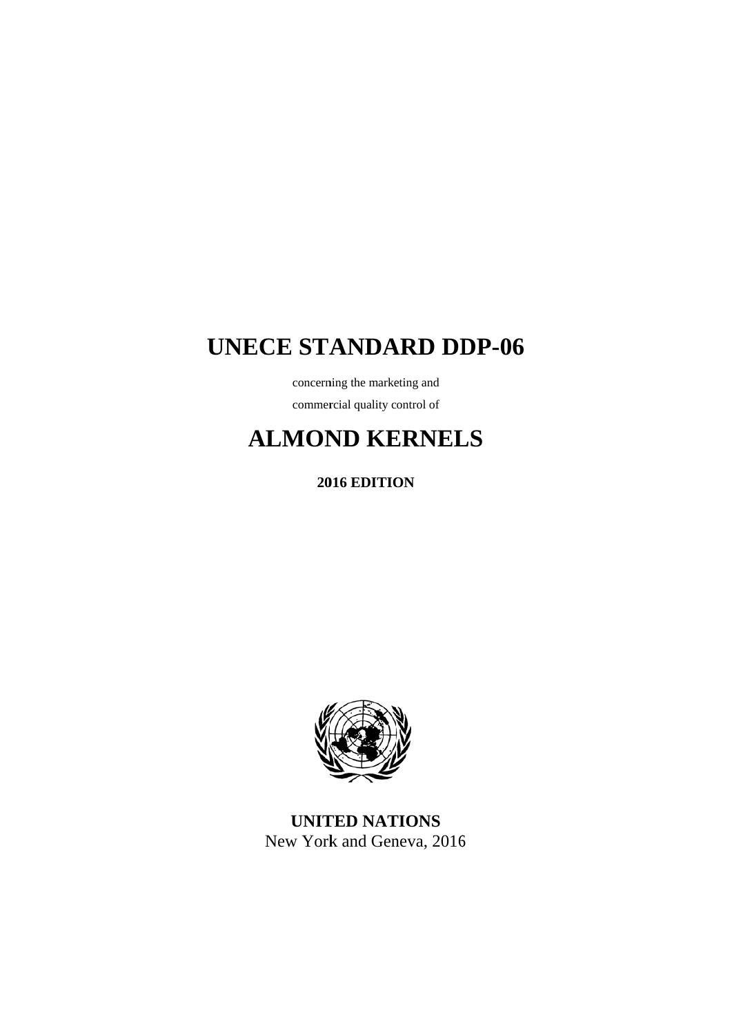# UNECE STANDARD DDP-06

concerning the marketing and

commercial quality control of

# ALMOND KERNELS

**2016 EDITION**

**UNITED NATIONS**

New York and Geneva, 2016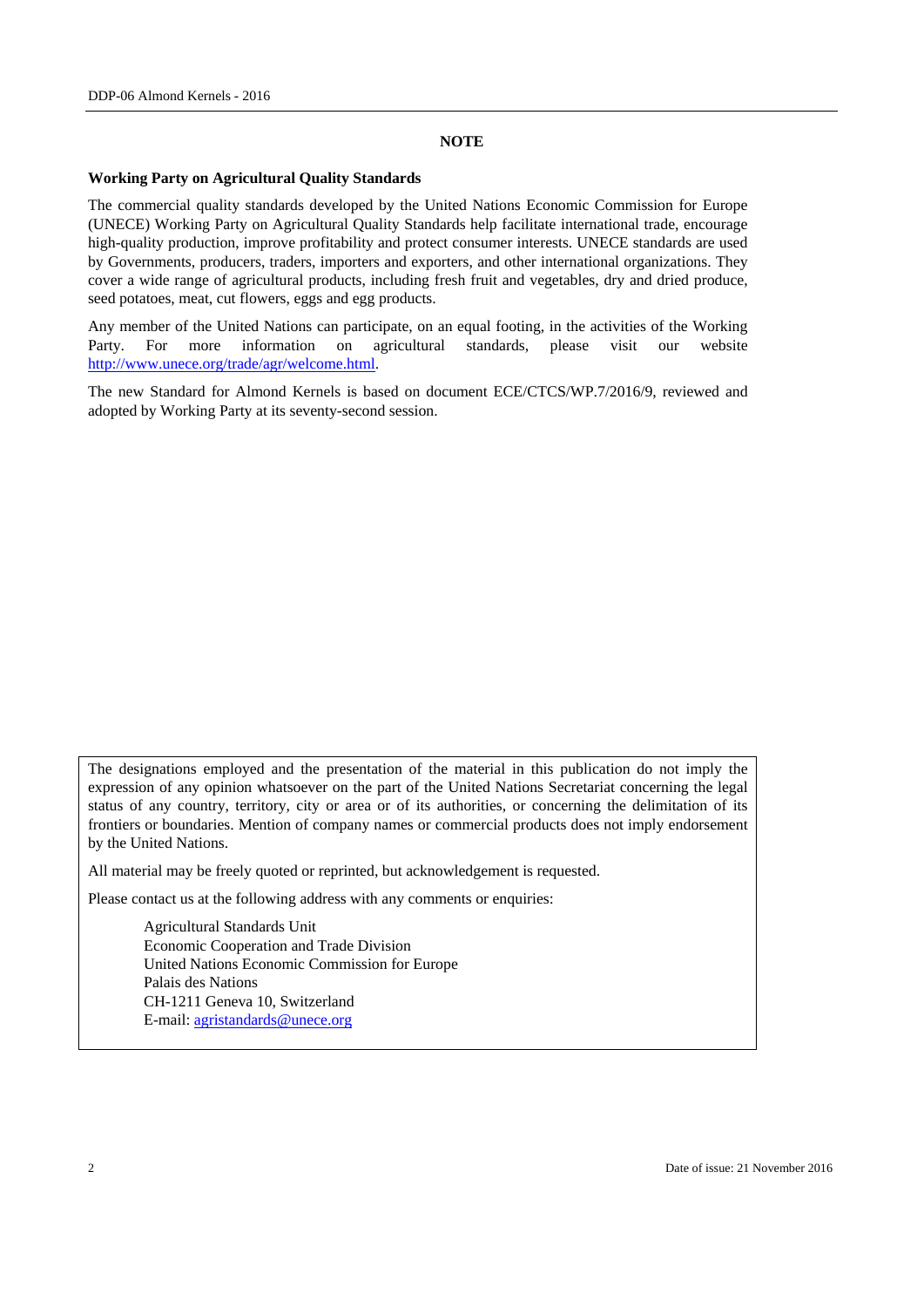## NOTE

### Working Party on Agricultural Quality Standards

The commercial quality standards developed by the United Nations Economic Commission for Europe (UNECE) Working Party on Agricultural Quality Standards help facilitate international trade, encourage high-quality production, improve profitability and protect consumer interests. UNECE standards are used by Governments, producers, traders, importers and exporters, and other international organizations. They cover a wide range of agricultural products, including fresh fruit and vegetables, dry and dried produce, seed potatoes, meat, cut flowers, eggs and egg products.

Any member of the United Nations can participate, on an equal footing, in the activities of the Working Party. For more information on agricultural standards, please visit our website http://www.unece.org/trade/agr/welcome.html.

The new Standard for Almond Kernels is based on document ECE/CTCS/WP.7/2016/9, reviewed and adopted by Working Party at its seventy-second session.

The designations employed and the presentation of the material in this publication do not imply the expression of any opinion whatsoever on the part of the United Nations Secretariat concerning the legal status of any country, territory, city or area or of its authorities, or concerning the delimitation of its frontiers or boundaries. Mention of company names or commercial products does not imply endorsement by the United Nations.

All material may be freely quoted or reprinted, but acknowledgement is requested.

Please contact us at the following address with any comments or enquiries:

Agricultural Standards Unit
Economic Cooperation and Trade Division
United Nations Economic Commission for Europe
Palais des Nations
CH-1211 Geneva 10, Switzerland
E-mail: agristandards@unece.org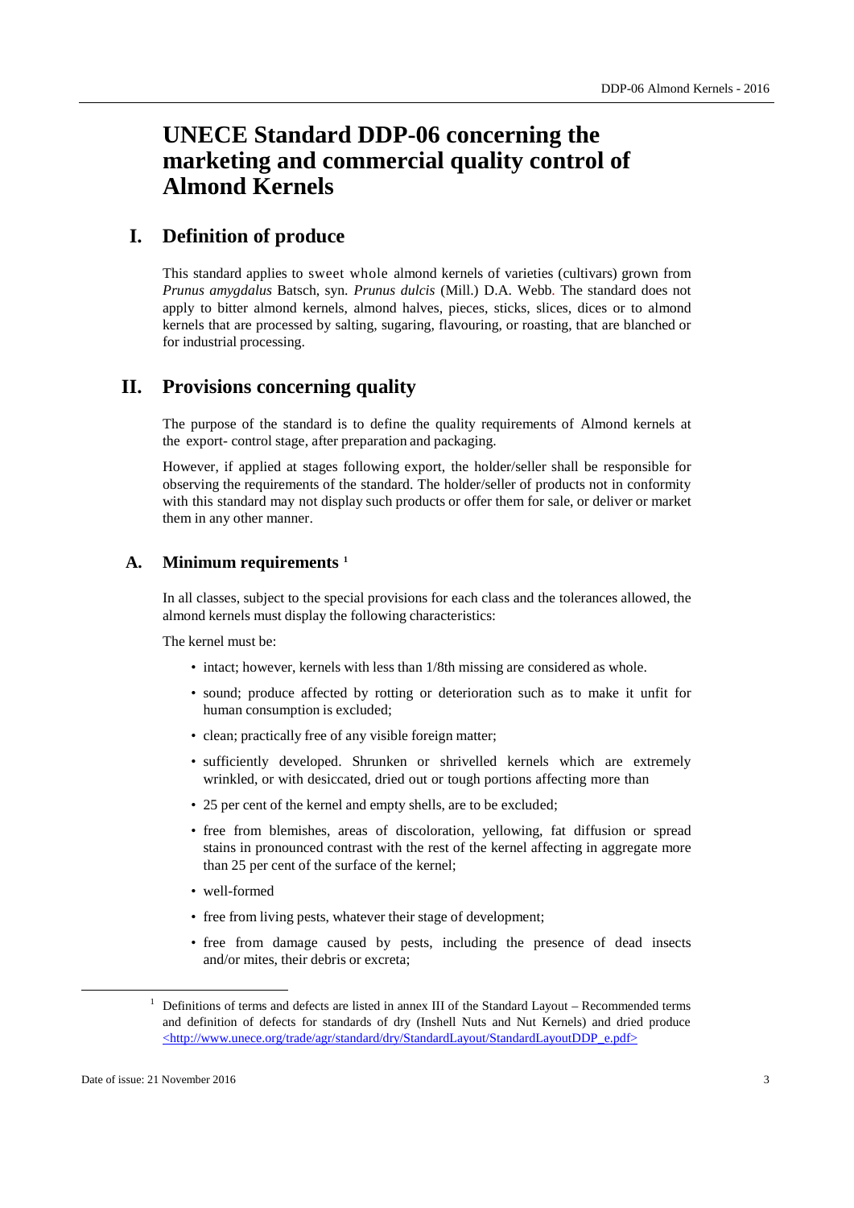# UNECE Standard DDP-06 concerning the marketing and commercial quality control of Almond Kernels

## I. Definition of produce

This standard applies to sweet whole almond kernels of varieties (cultivars) grown from *Prunus amygdalus* Batsch, syn. *Prunus dulcis* (Mill.) D.A. Webb. The standard does not apply to bitter almond kernels, almond halves, pieces, sticks, slices, dices or to almond kernels that are processed by salting, sugaring, flavouring, or roasting, that are blanched or for industrial processing.

## II. Provisions concerning quality

The purpose of the standard is to define the quality requirements of Almond kernels at the export- control stage, after preparation and packaging.

However, if applied at stages following export, the holder/seller shall be responsible for observing the requirements of the standard. The holder/seller of products not in conformity with this standard may not display such products or offer them for sale, or deliver or market them in any other manner.

### A. Minimum requirements [1]

In all classes, subject to the special provisions for each class and the tolerances allowed, the almond kernels must display the following characteristics:

The kernel must be:

- intact; however, kernels with less than 1/8th missing are considered as whole.
- sound; produce affected by rotting or deterioration such as to make it unfit for human consumption is excluded;
- clean; practically free of any visible foreign matter;
- sufficiently developed. Shrunken or shrivelled kernels which are extremely wrinkled, or with desiccated, dried out or tough portions affecting more than
- 25 per cent of the kernel and empty shells, are to be excluded;
- free from blemishes, areas of discoloration, yellowing, fat diffusion or spread stains in pronounced contrast with the rest of the kernel affecting in aggregate more than 25 per cent of the surface of the kernel;
- well-formed
- free from living pests, whatever their stage of development;
- free from damage caused by pests, including the presence of dead insects and/or mites, their debris or excreta;

[1] Definitions of terms and defects are listed in annex III of the Standard Layout – Recommended terms and definition of defects for standards of dry (Inshell Nuts and Nut Kernels) and dried produce <http://www.unece.org/trade/agr/standard/dry/StandardLayout/StandardLayoutDDP_e.pdf>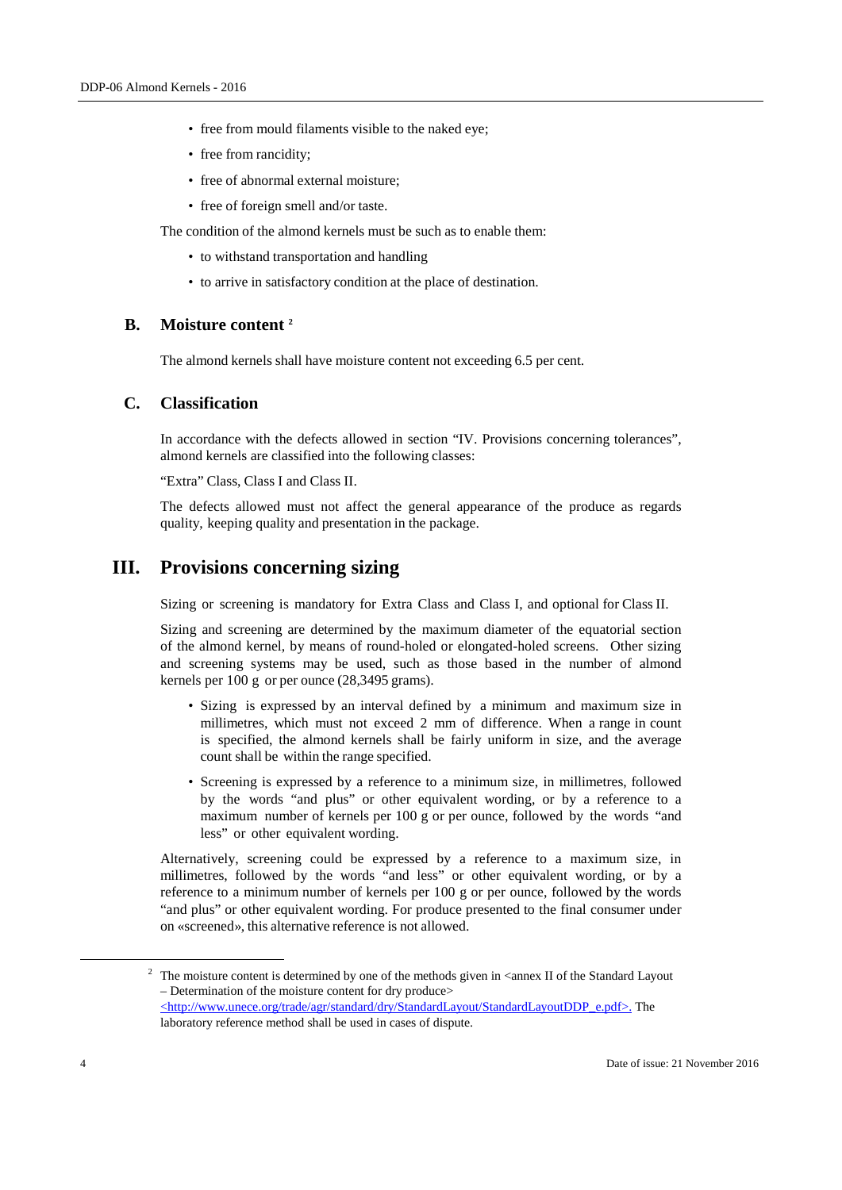- free from mould filaments visible to the naked eye;
- free from rancidity;
- free of abnormal external moisture;
- free of foreign smell and/or taste.

The condition of the almond kernels must be such as to enable them:

- to withstand transportation and handling
- to arrive in satisfactory condition at the place of destination.

### B. Moisture content [2]

The almond kernels shall have moisture content not exceeding 6.5 per cent.

### C. Classification

In accordance with the defects allowed in section "IV. Provisions concerning tolerances", almond kernels are classified into the following classes:

"Extra" Class, Class I and Class II.

The defects allowed must not affect the general appearance of the produce as regards quality, keeping quality and presentation in the package.

## III. Provisions concerning sizing

Sizing or screening is mandatory for Extra Class and Class I, and optional for Class II.

Sizing and screening are determined by the maximum diameter of the equatorial section of the almond kernel, by means of round-holed or elongated-holed screens. Other sizing and screening systems may be used, such as those based in the number of almond kernels per 100 g or per ounce (28,3495 grams).

- Sizing is expressed by an interval defined by a minimum and maximum size in millimetres, which must not exceed 2 mm of difference. When a range in count is specified, the almond kernels shall be fairly uniform in size, and the average count shall be within the range specified.
- Screening is expressed by a reference to a minimum size, in millimetres, followed by the words "and plus" or other equivalent wording, or by a reference to a maximum number of kernels per 100 g or per ounce, followed by the words "and less" or other equivalent wording.

Alternatively, screening could be expressed by a reference to a maximum size, in millimetres, followed by the words "and less" or other equivalent wording, or by a reference to a minimum number of kernels per 100 g or per ounce, followed by the words "and plus" or other equivalent wording. For produce presented to the final consumer under on «screened», this alternative reference is not allowed.

---

[2] The moisture content is determined by one of the methods given in <annex II of the Standard Layout – Determination of the moisture content for dry produce> <http://www.unece.org/trade/agr/standard/dry/StandardLayout/StandardLayoutDDP_e.pdf>. The laboratory reference method shall be used in cases of dispute.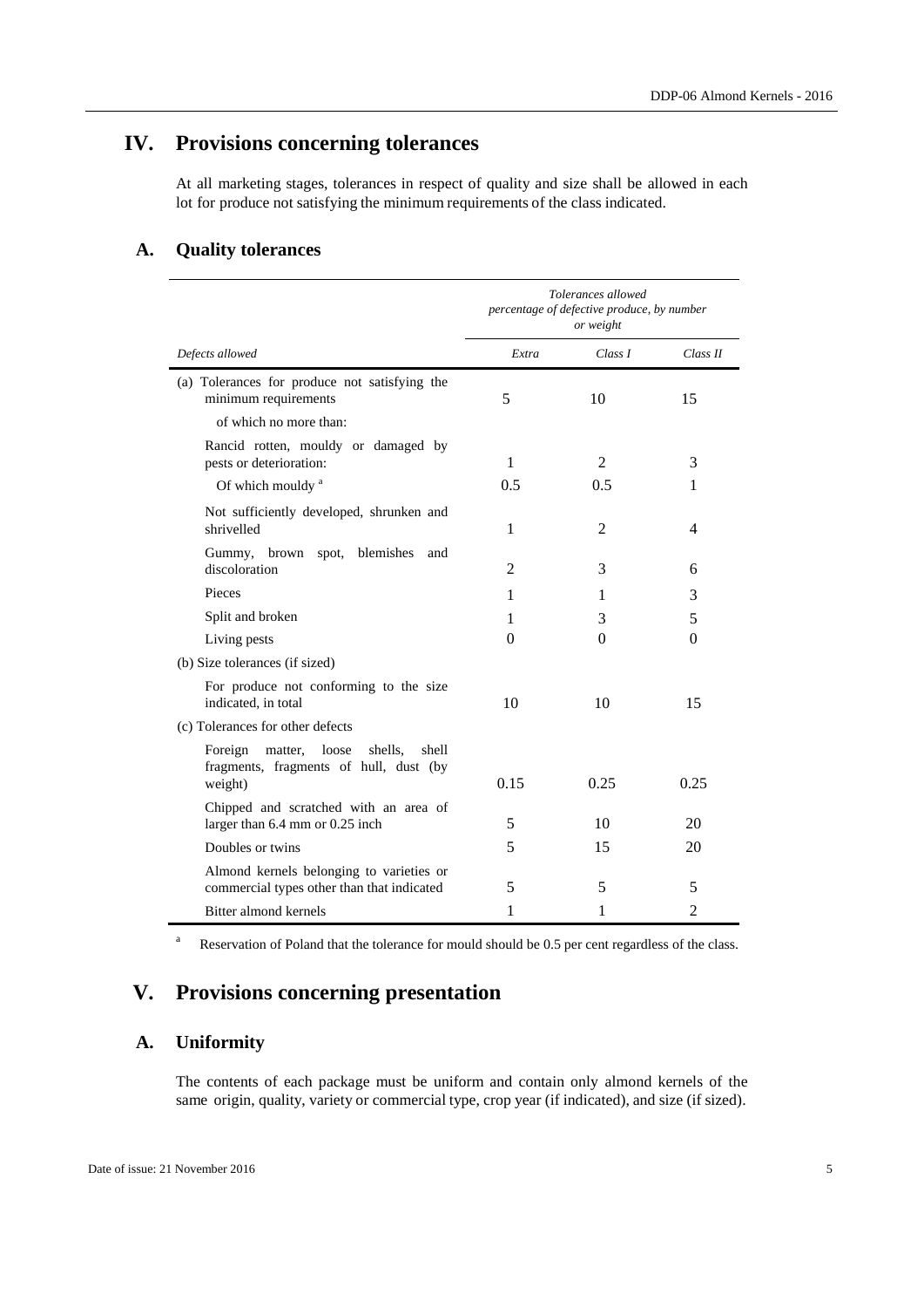# IV. Provisions concerning tolerances

At all marketing stages, tolerances in respect of quality and size shall be allowed in each lot for produce not satisfying the minimum requirements of the class indicated.

## A. Quality tolerances

| | *Tolerances allowed percentage of defective produce, by number or weight* | | |
|---|---|---|---|
| *Defects allowed* | *Extra* | *Class I* | *Class II* |
| (a) Tolerances for produce not satisfying the minimum requirements | 5 | 10 | 15 |
| of which no more than: | | | |
| Rancid rotten, mouldy or damaged by pests or deterioration: | 1 | 2 | 3 |
| Of which mouldy [a] | 0.5 | 0.5 | 1 |
| Not sufficiently developed, shrunken and shrivelled | 1 | 2 | 4 |
| Gummy, brown spot, blemishes and discoloration | 2 | 3 | 6 |
| Pieces | 1 | 1 | 3 |
| Split and broken | 1 | 3 | 5 |
| Living pests | 0 | 0 | 0 |
| (b) Size tolerances (if sized) | | | |
| For produce not conforming to the size indicated, in total | 10 | 10 | 15 |
| (c) Tolerances for other defects | | | |
| Foreign matter, loose shells, shell fragments, fragments of hull, dust (by weight) | 0.15 | 0.25 | 0.25 |
| Chipped and scratched with an area of larger than 6.4 mm or 0.25 inch | 5 | 10 | 20 |
| Doubles or twins | 5 | 15 | 20 |
| Almond kernels belonging to varieties or commercial types other than that indicated | 5 | 5 | 5 |
| Bitter almond kernels | 1 | 1 | 2 |

[a] Reservation of Poland that the tolerance for mould should be 0.5 per cent regardless of the class.

# V. Provisions concerning presentation

## A. Uniformity

The contents of each package must be uniform and contain only almond kernels of the same origin, quality, variety or commercial type, crop year (if indicated), and size (if sized).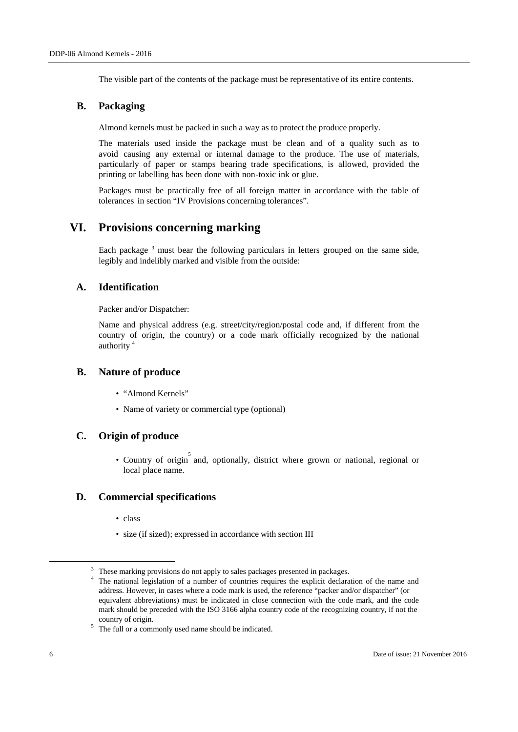The visible part of the contents of the package must be representative of its entire contents.

### B. Packaging

Almond kernels must be packed in such a way as to protect the produce properly.

The materials used inside the package must be clean and of a quality such as to avoid causing any external or internal damage to the produce. The use of materials, particularly of paper or stamps bearing trade specifications, is allowed, provided the printing or labelling has been done with non-toxic ink or glue.

Packages must be practically free of all foreign matter in accordance with the table of tolerances in section "IV Provisions concerning tolerances".

## VI. Provisions concerning marking

Each package [3] must bear the following particulars in letters grouped on the same side, legibly and indelibly marked and visible from the outside:

### A. Identification

Packer and/or Dispatcher:

Name and physical address (e.g. street/city/region/postal code and, if different from the country of origin, the country) or a code mark officially recognized by the national authority [4]

### B. Nature of produce

- "Almond Kernels"
- Name of variety or commercial type (optional)

### C. Origin of produce

- Country of origin [5] and, optionally, district where grown or national, regional or local place name.

### D. Commercial specifications

- class
- size (if sized); expressed in accordance with section III

---

[3] These marking provisions do not apply to sales packages presented in packages.

[4] The national legislation of a number of countries requires the explicit declaration of the name and address. However, in cases where a code mark is used, the reference "packer and/or dispatcher" (or equivalent abbreviations) must be indicated in close connection with the code mark, and the code mark should be preceded with the ISO 3166 alpha country code of the recognizing country, if not the country of origin.

[5] The full or a commonly used name should be indicated.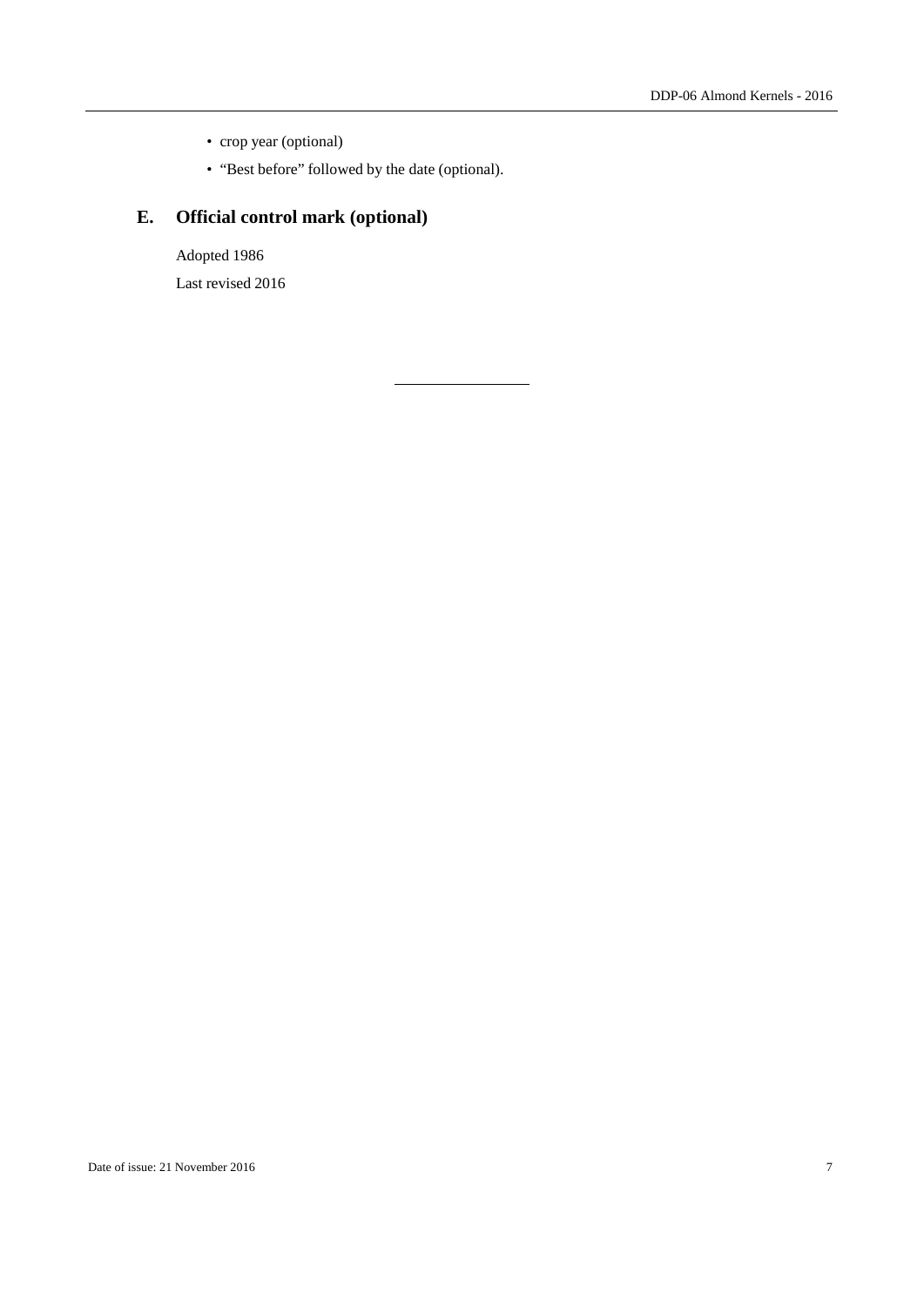- crop year (optional)
- "Best before" followed by the date (optional).

## E. Official control mark (optional)

Adopted 1986

Last revised 2016

Date of issue: 21 November 2016